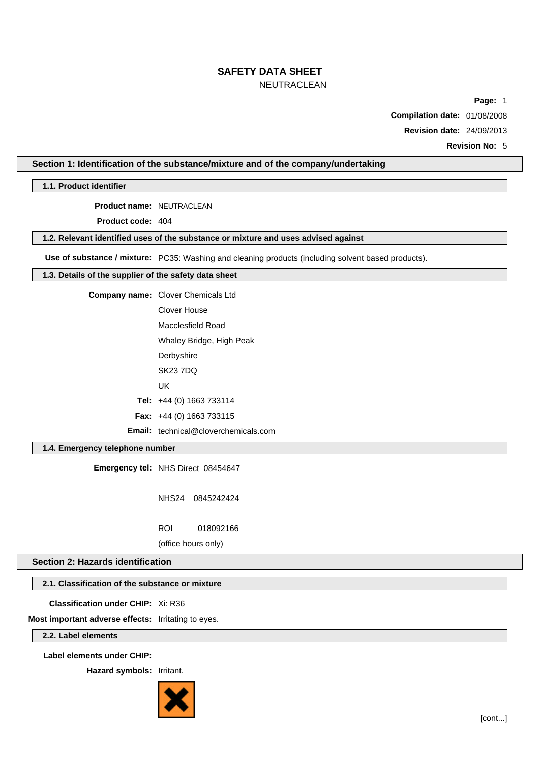# SAFETY DATA SHEET

NEUTRACLEAN

**Page:** 1

**Compilation date:** 01/08/2008

**Revision date:** 24/09/2013

**Revision No:** 5

## Section 1: Identification of the substance/mixture and of the company/undertaking

### 1.1. Product identifier

**Product name:** NEUTRACLEAN

**Product code:** 404

### 1.2. Relevant identified uses of the substance or mixture and uses advised against

**Use of substance / mixture:** PC35: Washing and cleaning products (including solvent based products).

### 1.3. Details of the supplier of the safety data sheet

**Company name:** Clover Chemicals Ltd

Clover House

Macclesfield Road

Whaley Bridge, High Peak

Derbyshire

SK23 7DQ

UK

**Tel:** +44 (0) 1663 733114

**Fax:** +44 (0) 1663 733115

**Email:** technical@cloverchemicals.com

### 1.4. Emergency telephone number

**Emergency tel:** NHS Direct 08454647

NHS24 0845242424

ROI 018092166

(office hours only)

## Section 2: Hazards identification

### 2.1. Classification of the substance or mixture

**Classification under CHIP:** Xi: R36

**Most important adverse effects:** Irritating to eyes.

### 2.2. Label elements

**Label elements under CHIP:**

**Hazard symbols:** Irritant.

[cont...]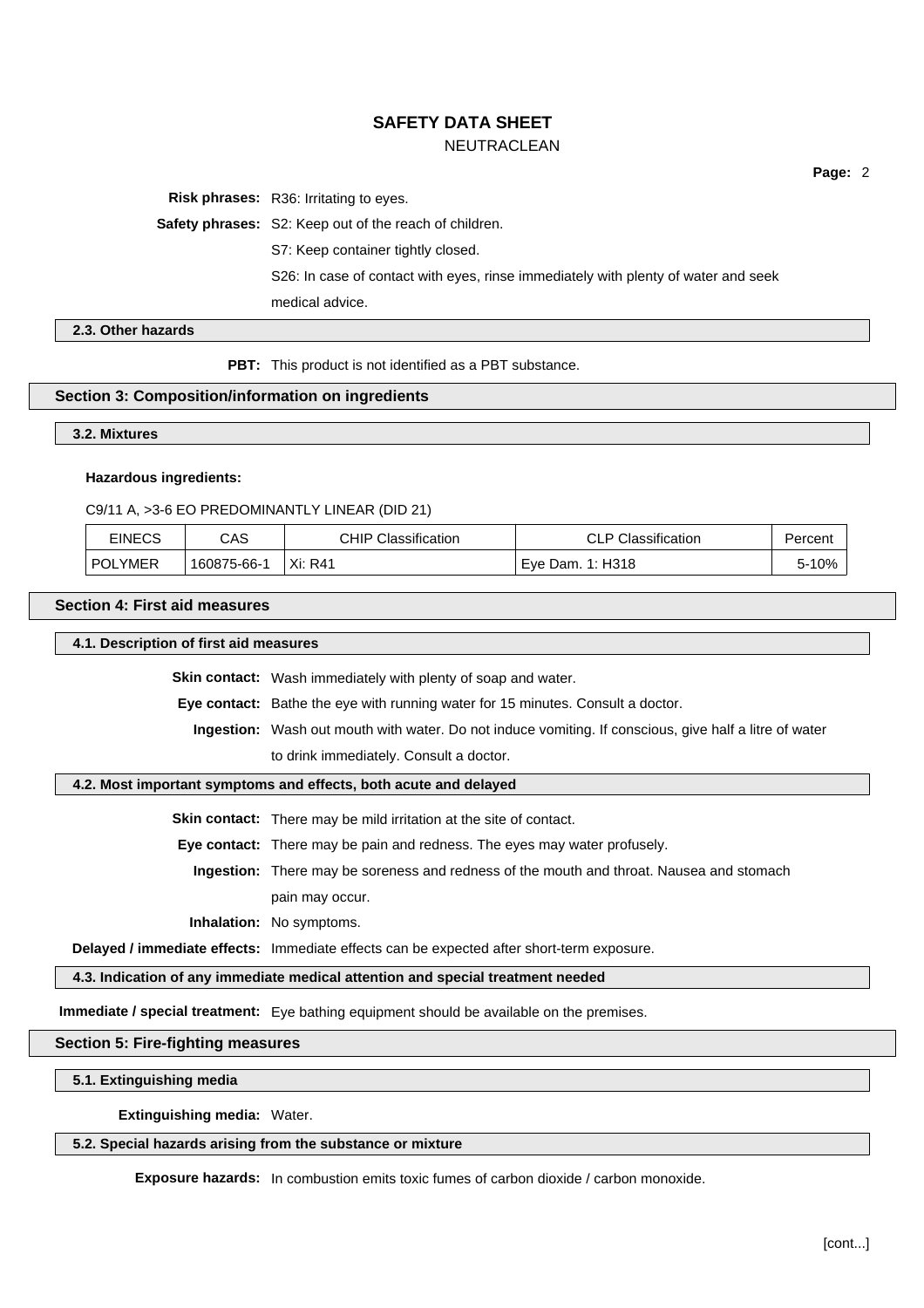**Risk phrases:** R36: Irritating to eyes.

**Safety phrases:** S2: Keep out of the reach of children.

S7: Keep container tightly closed.

S26: In case of contact with eyes, rinse immediately with plenty of water and seek medical advice.

### 2.3. Other hazards

**PBT:** This product is not identified as a PBT substance.

## Section 3: Composition/information on ingredients

### 3.2. Mixtures

**Hazardous ingredients:**

C9/11 A, >3-6 EO PREDOMINANTLY LINEAR (DID 21)

| EINECS | CAS | CHIP Classification | CLP Classification | Percent |
|---|---|---|---|---|
| POLYMER | 160875-66-1 | Xi: R41 | Eye Dam. 1: H318 | 5-10% |

## Section 4: First aid measures

### 4.1. Description of first aid measures

**Skin contact:** Wash immediately with plenty of soap and water.

**Eye contact:** Bathe the eye with running water for 15 minutes. Consult a doctor.

**Ingestion:** Wash out mouth with water. Do not induce vomiting. If conscious, give half a litre of water to drink immediately. Consult a doctor.

### 4.2. Most important symptoms and effects, both acute and delayed

**Skin contact:** There may be mild irritation at the site of contact.

**Eye contact:** There may be pain and redness. The eyes may water profusely.

**Ingestion:** There may be soreness and redness of the mouth and throat. Nausea and stomach pain may occur.

**Inhalation:** No symptoms.

**Delayed / immediate effects:** Immediate effects can be expected after short-term exposure.

### 4.3. Indication of any immediate medical attention and special treatment needed

**Immediate / special treatment:** Eye bathing equipment should be available on the premises.

## Section 5: Fire-fighting measures

### 5.1. Extinguishing media

**Extinguishing media:** Water.

### 5.2. Special hazards arising from the substance or mixture

**Exposure hazards:** In combustion emits toxic fumes of carbon dioxide / carbon monoxide.

[cont...]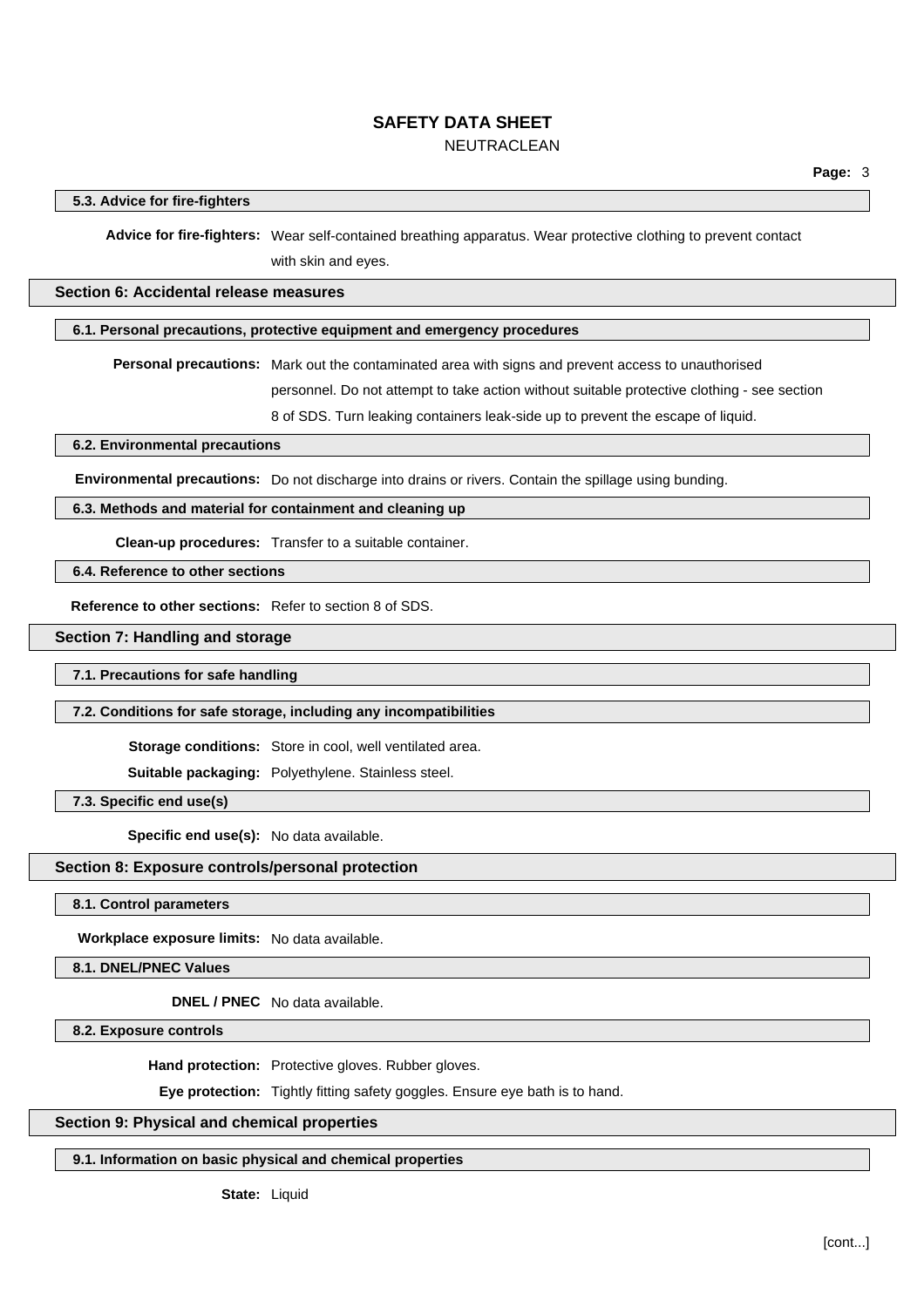### 5.3. Advice for fire-fighters

**Advice for fire-fighters:** Wear self-contained breathing apparatus. Wear protective clothing to prevent contact with skin and eyes.

## Section 6: Accidental release measures

### 6.1. Personal precautions, protective equipment and emergency procedures

**Personal precautions:** Mark out the contaminated area with signs and prevent access to unauthorised personnel. Do not attempt to take action without suitable protective clothing - see section 8 of SDS. Turn leaking containers leak-side up to prevent the escape of liquid.

### 6.2. Environmental precautions

**Environmental precautions:** Do not discharge into drains or rivers. Contain the spillage using bunding.

### 6.3. Methods and material for containment and cleaning up

**Clean-up procedures:** Transfer to a suitable container.

### 6.4. Reference to other sections

**Reference to other sections:** Refer to section 8 of SDS.

## Section 7: Handling and storage

### 7.1. Precautions for safe handling

### 7.2. Conditions for safe storage, including any incompatibilities

**Storage conditions:** Store in cool, well ventilated area.

**Suitable packaging:** Polyethylene. Stainless steel.

### 7.3. Specific end use(s)

**Specific end use(s):** No data available.

## Section 8: Exposure controls/personal protection

### 8.1. Control parameters

**Workplace exposure limits:** No data available.

### 8.1. DNEL/PNEC Values

**DNEL / PNEC** No data available.

### 8.2. Exposure controls

**Hand protection:** Protective gloves. Rubber gloves.

**Eye protection:** Tightly fitting safety goggles. Ensure eye bath is to hand.

## Section 9: Physical and chemical properties

### 9.1. Information on basic physical and chemical properties

**State:** Liquid

[cont...]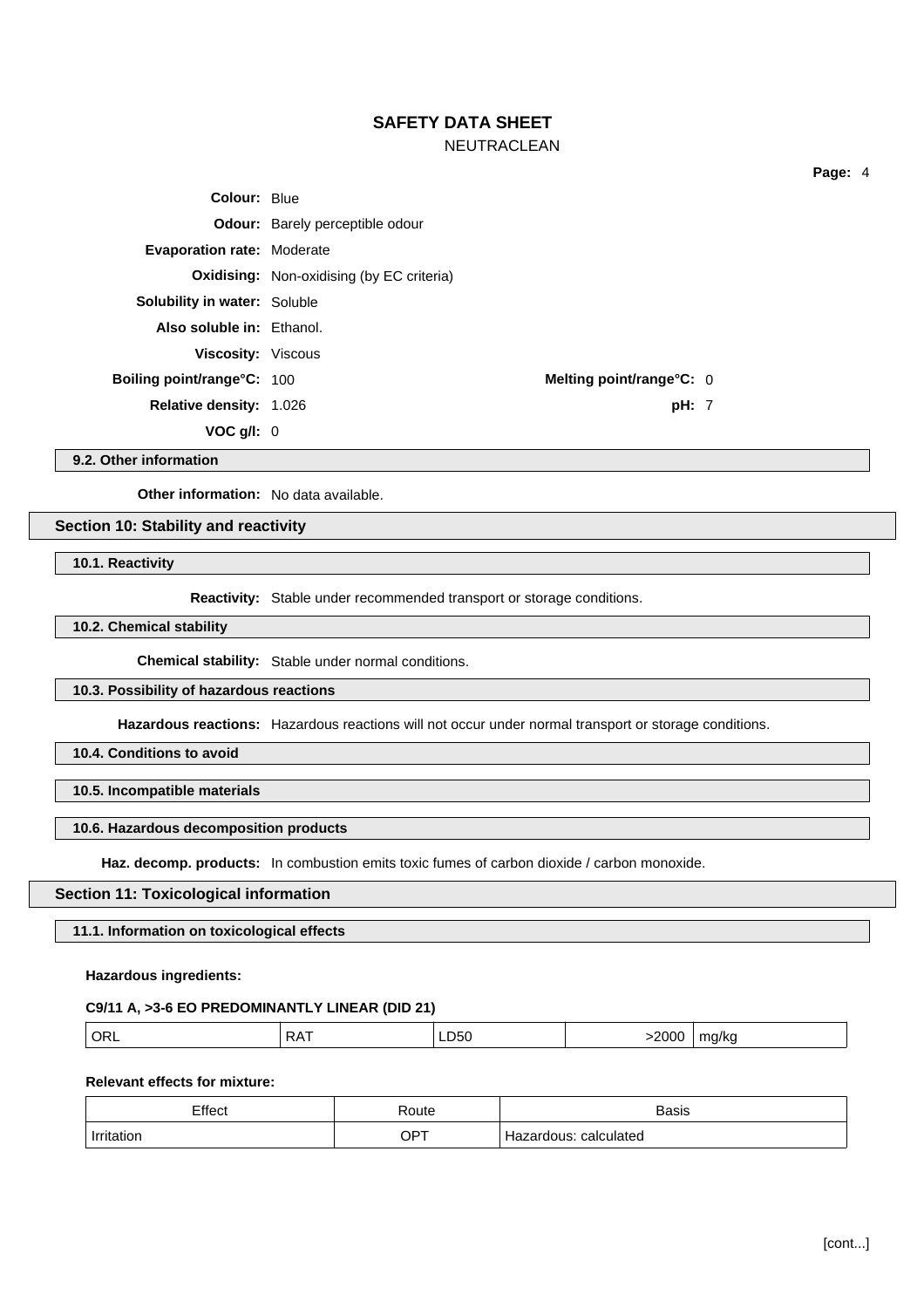**Colour:** Blue

**Odour:** Barely perceptible odour

**Evaporation rate:** Moderate

**Oxidising:** Non-oxidising (by EC criteria)

**Solubility in water:** Soluble

**Also soluble in:** Ethanol.

**Viscosity:** Viscous

**Boiling point/range°C:** 100

**Melting point/range°C:** 0

**Relative density:** 1.026

**pH:** 7

**VOC g/l:** 0

### 9.2. Other information

**Other information:** No data available.

## Section 10: Stability and reactivity

### 10.1. Reactivity

**Reactivity:** Stable under recommended transport or storage conditions.

### 10.2. Chemical stability

**Chemical stability:** Stable under normal conditions.

### 10.3. Possibility of hazardous reactions

**Hazardous reactions:** Hazardous reactions will not occur under normal transport or storage conditions.

### 10.4. Conditions to avoid

### 10.5. Incompatible materials

### 10.6. Hazardous decomposition products

**Haz. decomp. products:** In combustion emits toxic fumes of carbon dioxide / carbon monoxide.

## Section 11: Toxicological information

### 11.1. Information on toxicological effects

**Hazardous ingredients:**

**C9/11 A, >3-6 EO PREDOMINANTLY LINEAR (DID 21)**

| ORL | RAT | LD50 | >2000 | mg/kg |
|---|---|---|---|---|

**Relevant effects for mixture:**

| Effect | Route | Basis |
|---|---|---|
| Irritation | OPT | Hazardous: calculated |

[cont...]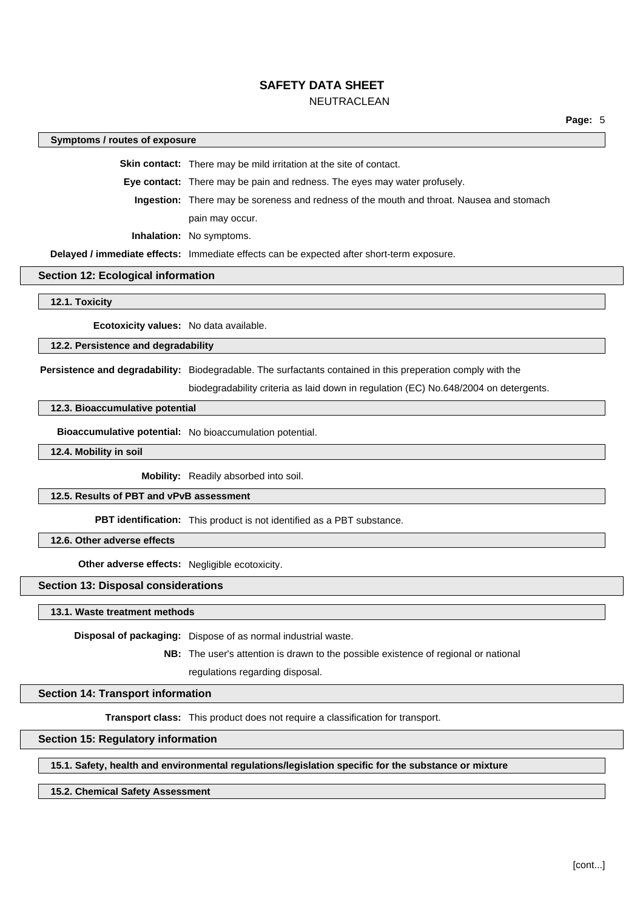### Symptoms / routes of exposure

**Skin contact:** There may be mild irritation at the site of contact.

**Eye contact:** There may be pain and redness. The eyes may water profusely.

**Ingestion:** There may be soreness and redness of the mouth and throat. Nausea and stomach pain may occur.

**Inhalation:** No symptoms.

**Delayed / immediate effects:** Immediate effects can be expected after short-term exposure.

## Section 12: Ecological information

### 12.1. Toxicity

**Ecotoxicity values:** No data available.

### 12.2. Persistence and degradability

**Persistence and degradability:** Biodegradable. The surfactants contained in this preperation comply with the biodegradability criteria as laid down in regulation (EC) No.648/2004 on detergents.

### 12.3. Bioaccumulative potential

**Bioaccumulative potential:** No bioaccumulation potential.

### 12.4. Mobility in soil

**Mobility:** Readily absorbed into soil.

### 12.5. Results of PBT and vPvB assessment

**PBT identification:** This product is not identified as a PBT substance.

### 12.6. Other adverse effects

**Other adverse effects:** Negligible ecotoxicity.

## Section 13: Disposal considerations

### 13.1. Waste treatment methods

**Disposal of packaging:** Dispose of as normal industrial waste.

**NB:** The user's attention is drawn to the possible existence of regional or national regulations regarding disposal.

## Section 14: Transport information

**Transport class:** This product does not require a classification for transport.

## Section 15: Regulatory information

### 15.1. Safety, health and environmental regulations/legislation specific for the substance or mixture

### 15.2. Chemical Safety Assessment

[cont...]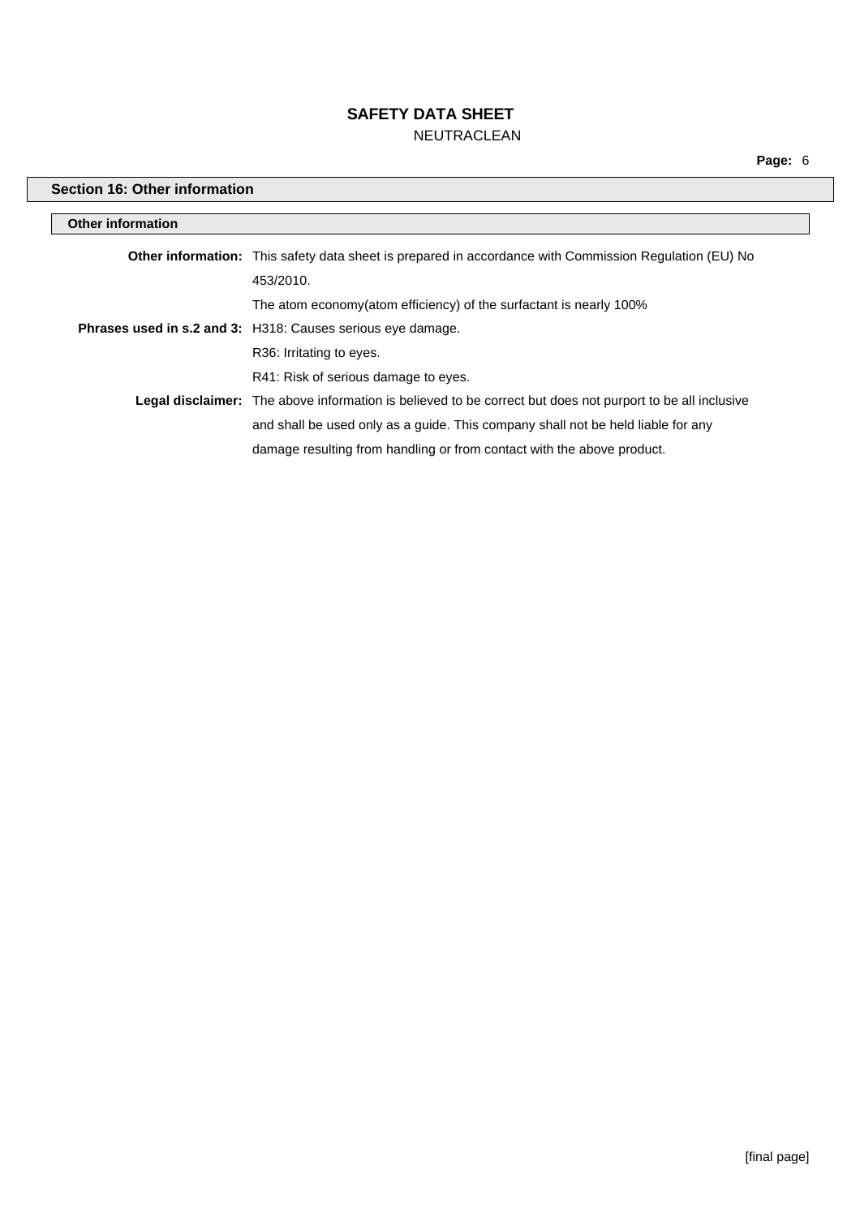## Section 16: Other information

### Other information

**Other information:** This safety data sheet is prepared in accordance with Commission Regulation (EU) No 453/2010.

The atom economy(atom efficiency) of the surfactant is nearly 100%

**Phrases used in s.2 and 3:** H318: Causes serious eye damage.

R36: Irritating to eyes.

R41: Risk of serious damage to eyes.

**Legal disclaimer:** The above information is believed to be correct but does not purport to be all inclusive and shall be used only as a guide. This company shall not be held liable for any damage resulting from handling or from contact with the above product.

[final page]